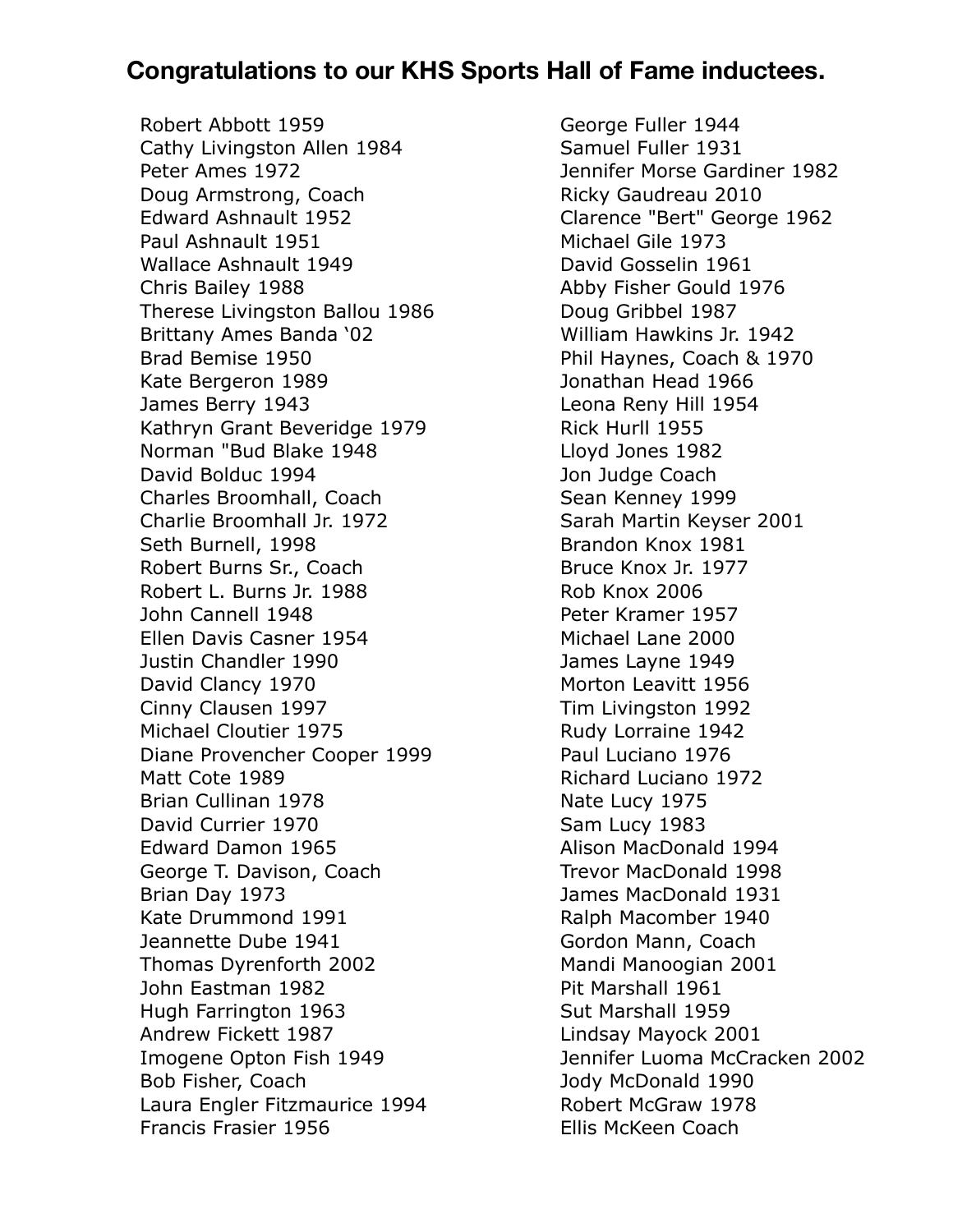## Congratulations to our KHS Sports Hall of Fame inductees.

Robert Abbott 1959
Cathy Livingston Allen 1984
Peter Ames 1972
Doug Armstrong, Coach
Edward Ashnault 1952
Paul Ashnault 1951
Wallace Ashnault 1949
Chris Bailey 1988
Therese Livingston Ballou 1986
Brittany Ames Banda '02
Brad Bemise 1950
Kate Bergeron 1989
James Berry 1943
Kathryn Grant Beveridge 1979
Norman "Bud Blake 1948
David Bolduc 1994
Charles Broomhall, Coach
Charlie Broomhall Jr. 1972
Seth Burnell, 1998
Robert Burns Sr., Coach
Robert L. Burns Jr. 1988
John Cannell 1948
Ellen Davis Casner 1954
Justin Chandler 1990
David Clancy 1970
Cinny Clausen 1997
Michael Cloutier 1975
Diane Provencher Cooper 1999
Matt Cote 1989
Brian Cullinan 1978
David Currier 1970
Edward Damon 1965
George T. Davison, Coach
Brian Day 1973
Kate Drummond 1991
Jeannette Dube 1941
Thomas Dyrenforth 2002
John Eastman 1982
Hugh Farrington 1963
Andrew Fickett 1987
Imogene Opton Fish 1949
Bob Fisher, Coach
Laura Engler Fitzmaurice 1994
Francis Frasier 1956
George Fuller 1944
Samuel Fuller 1931
Jennifer Morse Gardiner 1982
Ricky Gaudreau 2010
Clarence "Bert" George 1962
Michael Gile 1973
David Gosselin 1961
Abby Fisher Gould 1976
Doug Gribbel 1987
William Hawkins Jr. 1942
Phil Haynes, Coach & 1970
Jonathan Head 1966
Leona Reny Hill 1954
Rick Hurll 1955
Lloyd Jones 1982
Jon Judge Coach
Sean Kenney 1999
Sarah Martin Keyser 2001
Brandon Knox 1981
Bruce Knox Jr. 1977
Rob Knox 2006
Peter Kramer 1957
Michael Lane 2000
James Layne 1949
Morton Leavitt 1956
Tim Livingston 1992
Rudy Lorraine 1942
Paul Luciano 1976
Richard Luciano 1972
Nate Lucy 1975
Sam Lucy 1983
Alison MacDonald 1994
Trevor MacDonald 1998
James MacDonald 1931
Ralph Macomber 1940
Gordon Mann, Coach
Mandi Manoogian 2001
Pit Marshall 1961
Sut Marshall 1959
Lindsay Mayock 2001
Jennifer Luoma McCracken 2002
Jody McDonald 1990
Robert McGraw 1978
Ellis McKeen Coach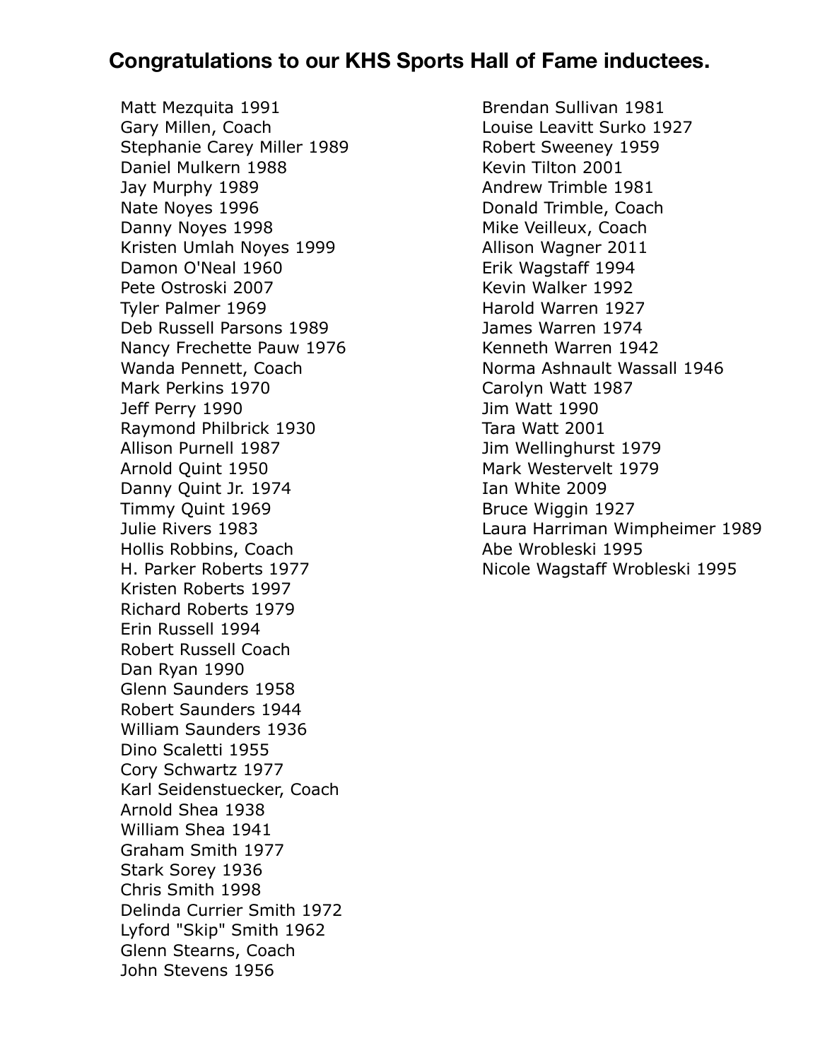**Congratulations to our KHS Sports Hall of Fame inductees.**

Matt Mezquita 1991
Gary Millen, Coach
Stephanie Carey Miller 1989
Daniel Mulkern 1988
Jay Murphy 1989
Nate Noyes 1996
Danny Noyes 1998
Kristen Umlah Noyes 1999
Damon O'Neal 1960
Pete Ostroski 2007
Tyler Palmer 1969
Deb Russell Parsons 1989
Nancy Frechette Pauw 1976
Wanda Pennett, Coach
Mark Perkins 1970
Jeff Perry 1990
Raymond Philbrick 1930
Allison Purnell 1987
Arnold Quint 1950
Danny Quint Jr. 1974
Timmy Quint 1969
Julie Rivers 1983
Hollis Robbins, Coach
H. Parker Roberts 1977
Kristen Roberts 1997
Richard Roberts 1979
Erin Russell 1994
Robert Russell Coach
Dan Ryan 1990
Glenn Saunders 1958
Robert Saunders 1944
William Saunders 1936
Dino Scaletti 1955
Cory Schwartz 1977
Karl Seidenstuecker, Coach
Arnold Shea 1938
William Shea 1941
Graham Smith 1977
Stark Sorey 1936
Chris Smith 1998
Delinda Currier Smith 1972
Lyford "Skip" Smith 1962
Glenn Stearns, Coach
John Stevens 1956
Brendan Sullivan 1981
Louise Leavitt Surko 1927
Robert Sweeney 1959
Kevin Tilton 2001
Andrew Trimble 1981
Donald Trimble, Coach
Mike Veilleux, Coach
Allison Wagner 2011
Erik Wagstaff 1994
Kevin Walker 1992
Harold Warren 1927
James Warren 1974
Kenneth Warren 1942
Norma Ashnault Wassall 1946
Carolyn Watt 1987
Jim Watt 1990
Tara Watt 2001
Jim Wellinghurst 1979
Mark Westervelt 1979
Ian White 2009
Bruce Wiggin 1927
Laura Harriman Wimpheimer 1989
Abe Wrobleski 1995
Nicole Wagstaff Wrobleski 1995